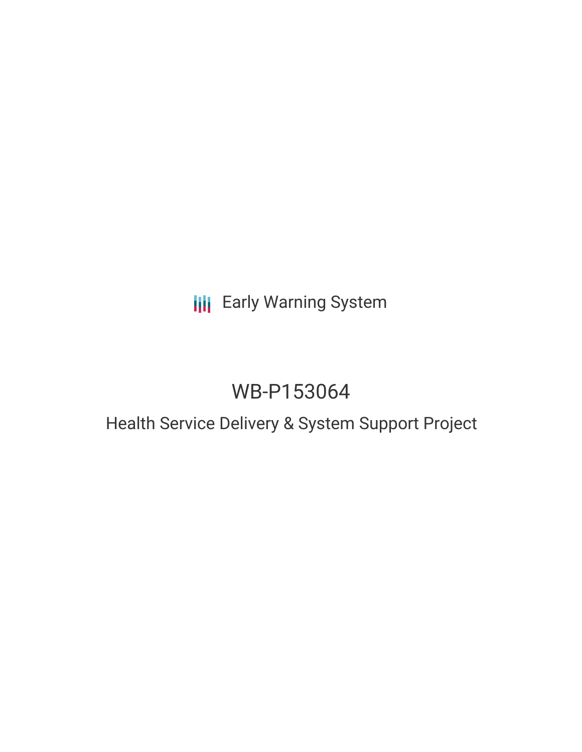Early Warning System

# WB-P153064

## Health Service Delivery & System Support Project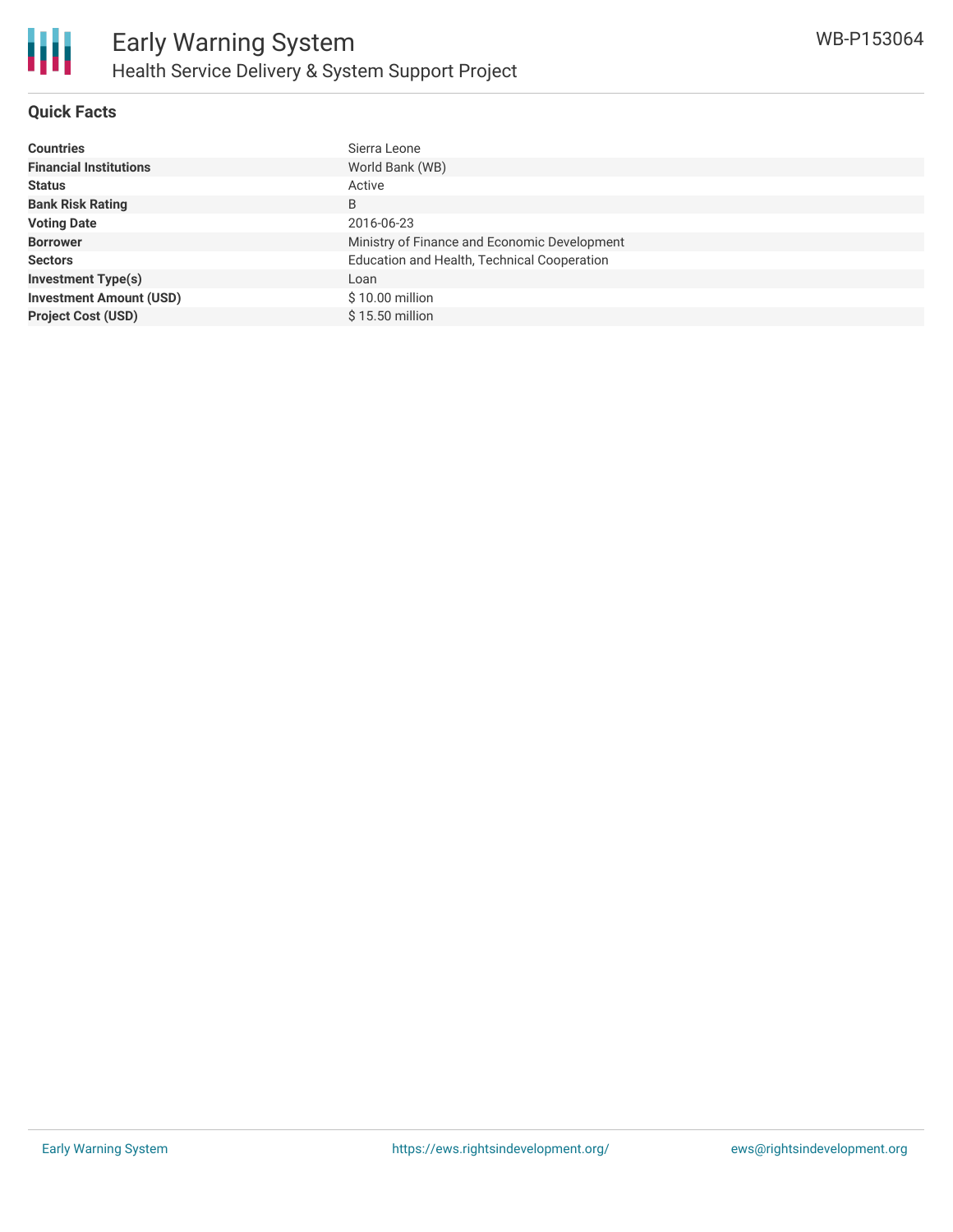## Quick Facts

| | |
|---|---|
| **Countries** | Sierra Leone |
| **Financial Institutions** | World Bank (WB) |
| **Status** | Active |
| **Bank Risk Rating** | B |
| **Voting Date** | 2016-06-23 |
| **Borrower** | Ministry of Finance and Economic Development |
| **Sectors** | Education and Health, Technical Cooperation |
| **Investment Type(s)** | Loan |
| **Investment Amount (USD)** | $ 10.00 million |
| **Project Cost (USD)** | $ 15.50 million |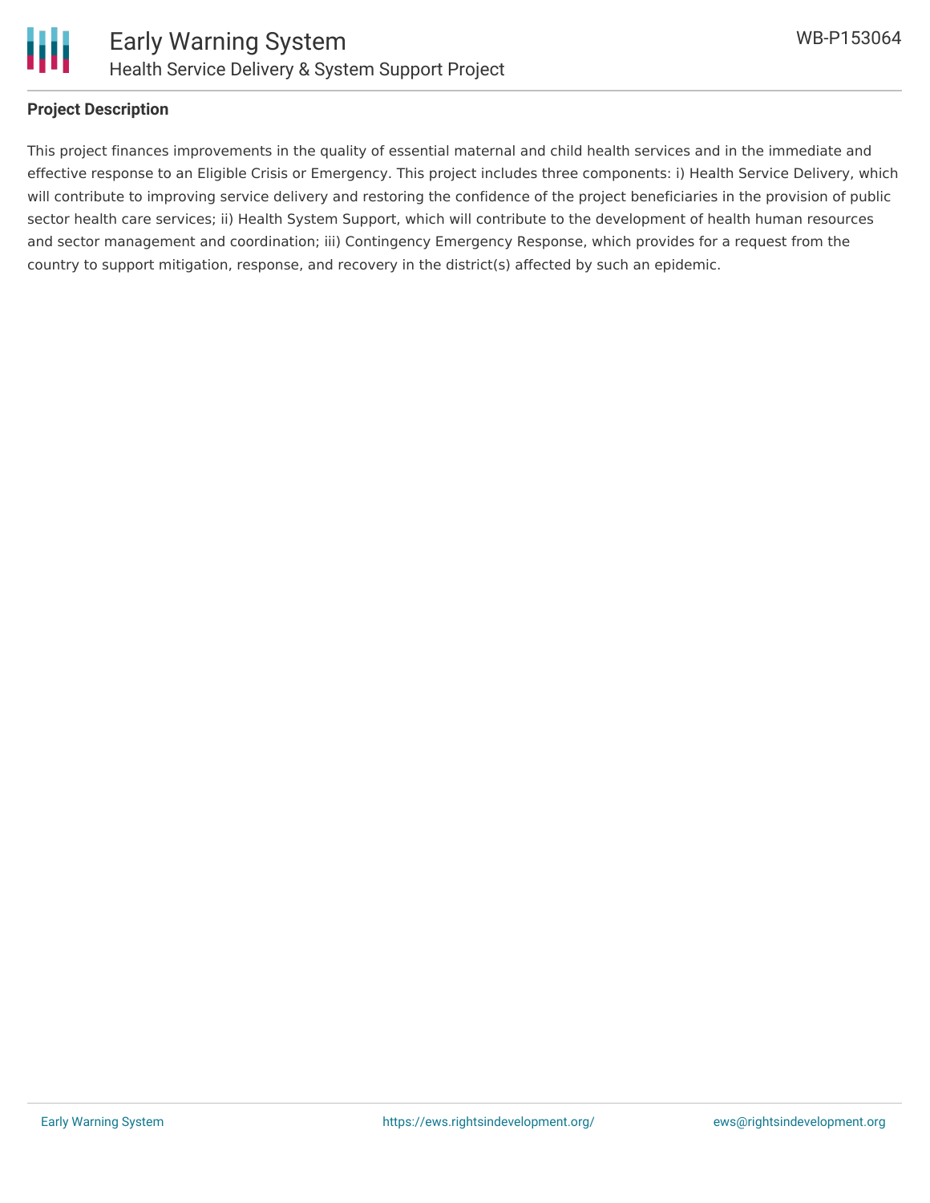## Project Description

This project finances improvements in the quality of essential maternal and child health services and in the immediate and effective response to an Eligible Crisis or Emergency. This project includes three components: i) Health Service Delivery, which will contribute to improving service delivery and restoring the confidence of the project beneficiaries in the provision of public sector health care services; ii) Health System Support, which will contribute to the development of health human resources and sector management and coordination; iii) Contingency Emergency Response, which provides for a request from the country to support mitigation, response, and recovery in the district(s) affected by such an epidemic.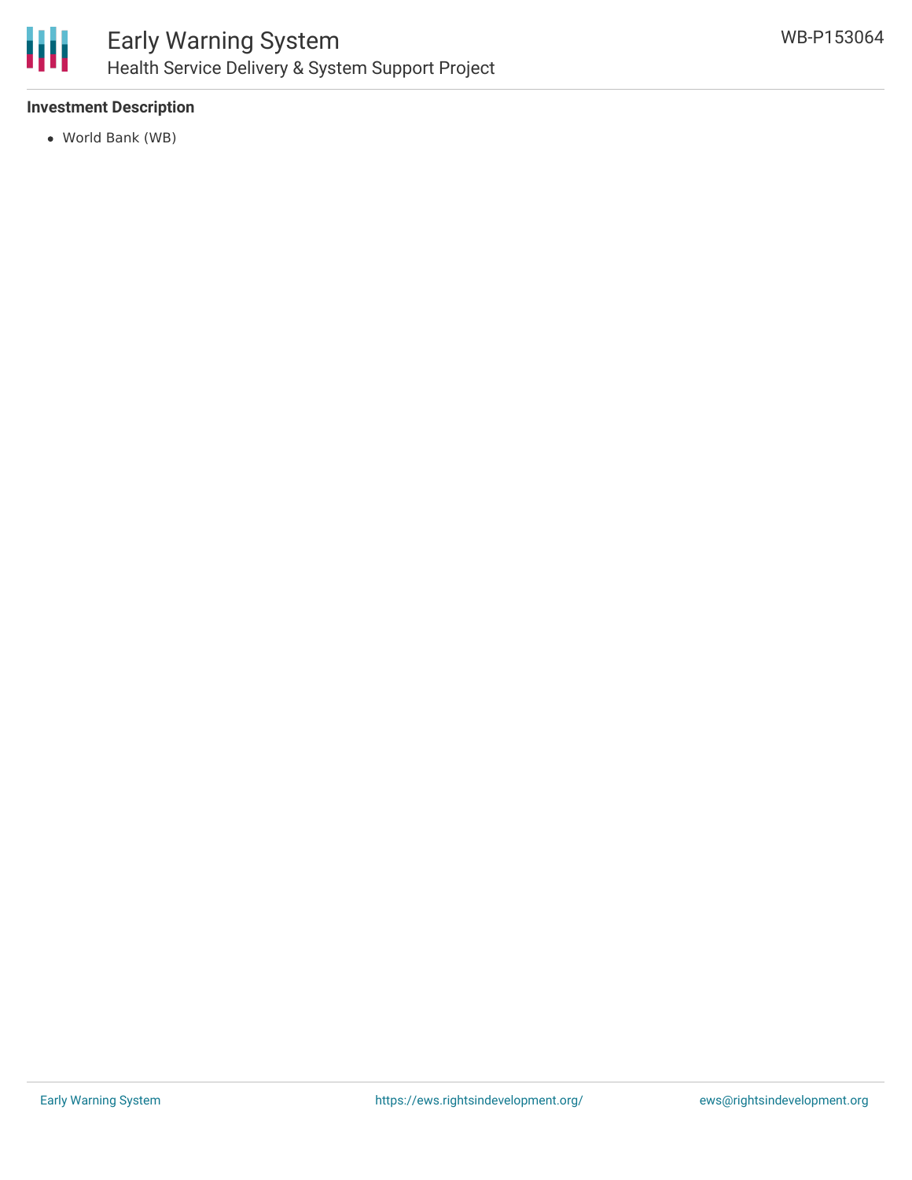**Investment Description**

- World Bank (WB)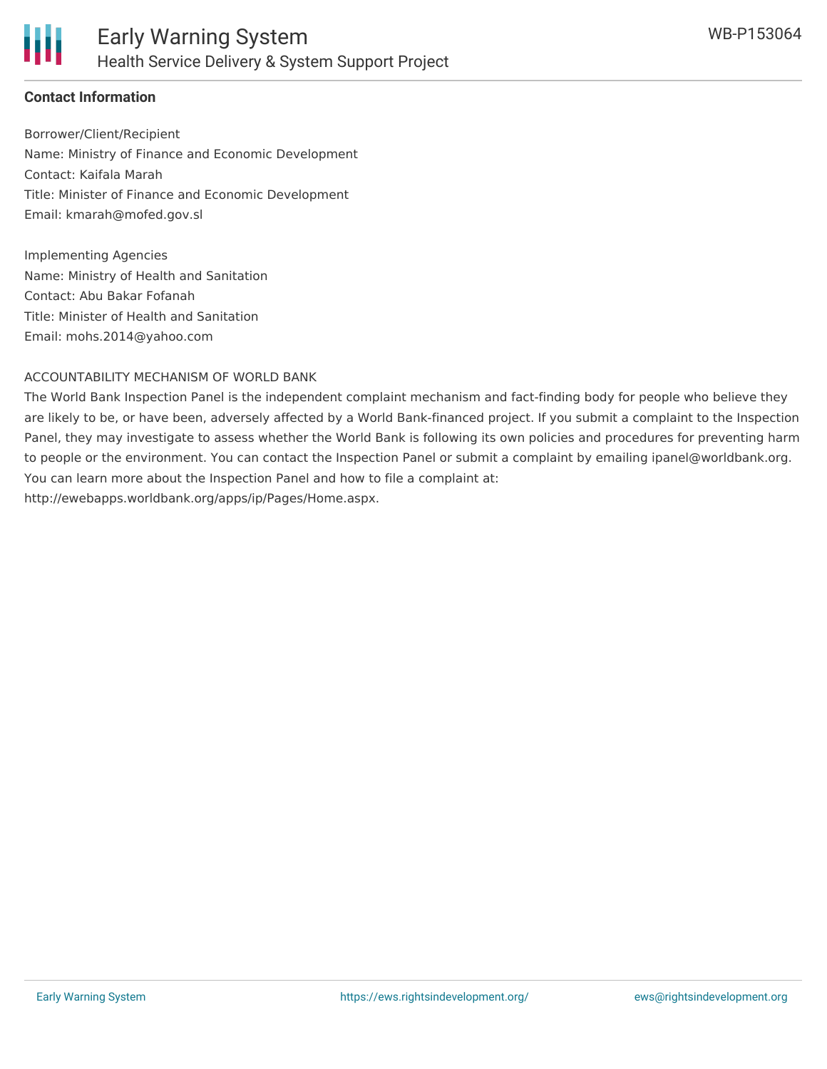**Contact Information**

Borrower/Client/Recipient
Name: Ministry of Finance and Economic Development
Contact: Kaifala Marah
Title: Minister of Finance and Economic Development
Email: kmarah@mofed.gov.sl

Implementing Agencies
Name: Ministry of Health and Sanitation
Contact: Abu Bakar Fofanah
Title: Minister of Health and Sanitation
Email: mohs.2014@yahoo.com

ACCOUNTABILITY MECHANISM OF WORLD BANK

The World Bank Inspection Panel is the independent complaint mechanism and fact-finding body for people who believe they are likely to be, or have been, adversely affected by a World Bank-financed project. If you submit a complaint to the Inspection Panel, they may investigate to assess whether the World Bank is following its own policies and procedures for preventing harm to people or the environment. You can contact the Inspection Panel or submit a complaint by emailing ipanel@worldbank.org. You can learn more about the Inspection Panel and how to file a complaint at: http://ewebapps.worldbank.org/apps/ip/Pages/Home.aspx.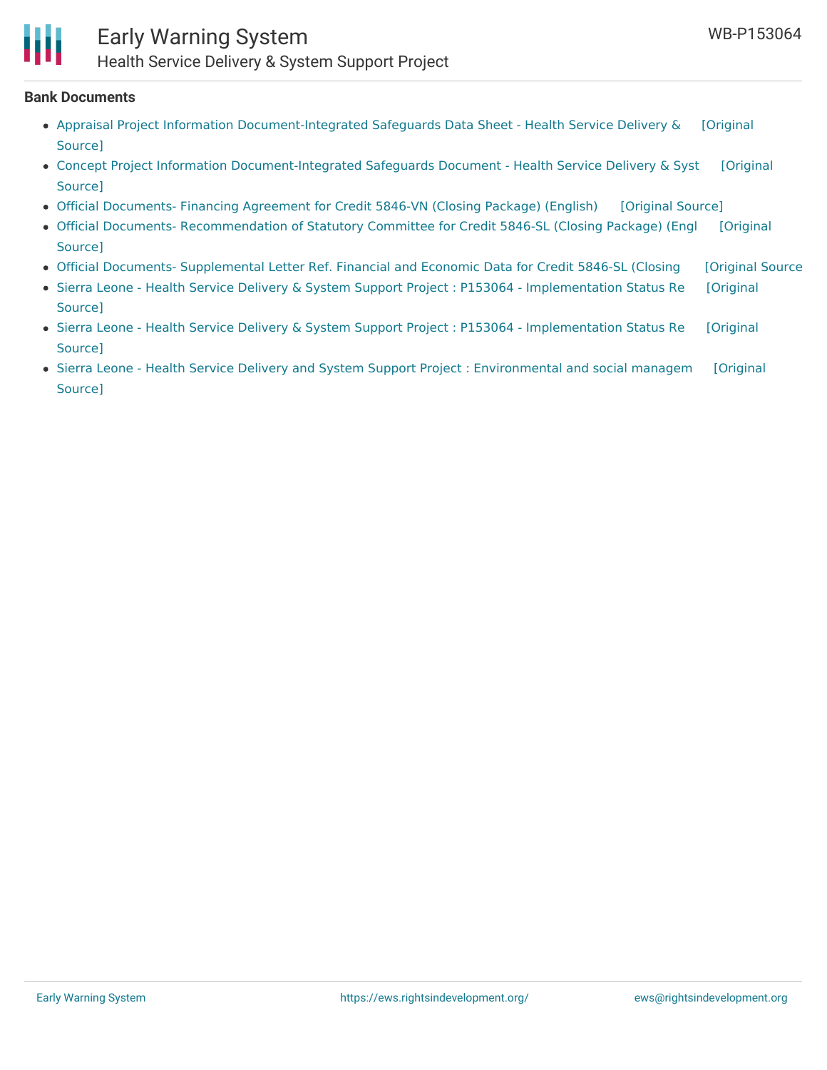### Bank Documents

- Appraisal Project Information Document-Integrated Safeguards Data Sheet - Health Service Delivery & [Original Source]
- Concept Project Information Document-Integrated Safeguards Document - Health Service Delivery & Syst [Original Source]
- Official Documents- Financing Agreement for Credit 5846-VN (Closing Package) (English) [Original Source]
- Official Documents- Recommendation of Statutory Committee for Credit 5846-SL (Closing Package) (Engl [Original Source]
- Official Documents- Supplemental Letter Ref. Financial and Economic Data for Credit 5846-SL (Closing [Original Source
- Sierra Leone - Health Service Delivery & System Support Project : P153064 - Implementation Status Re [Original Source]
- Sierra Leone - Health Service Delivery & System Support Project : P153064 - Implementation Status Re [Original Source]
- Sierra Leone - Health Service Delivery and System Support Project : Environmental and social managem [Original Source]